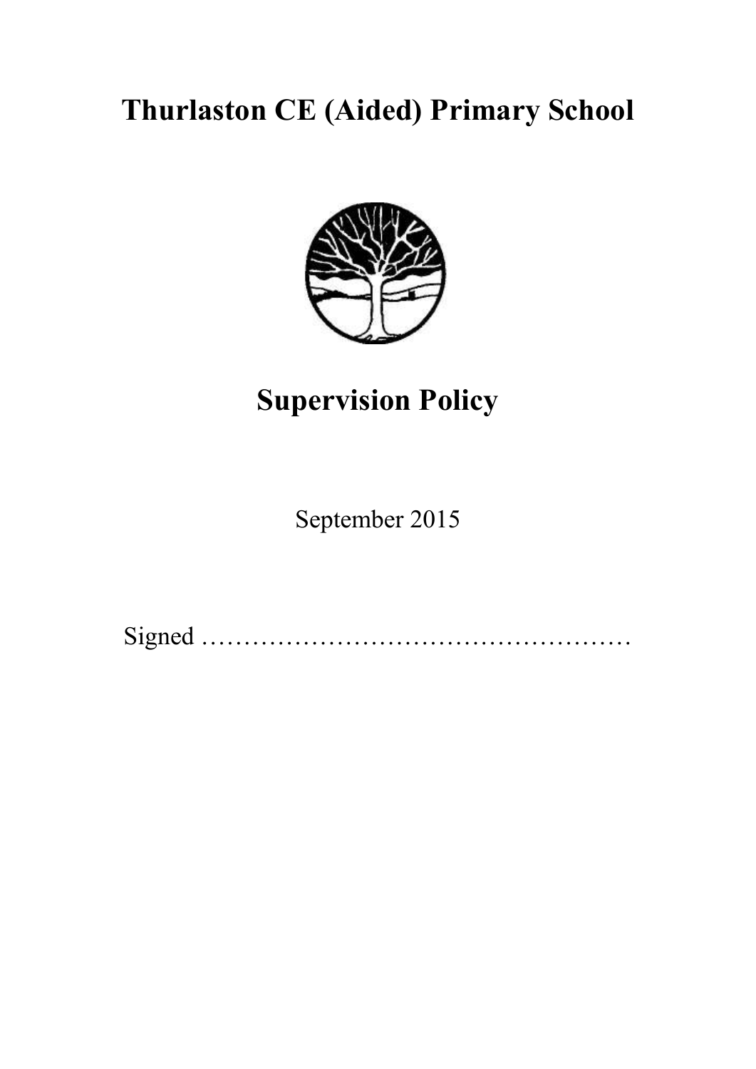# Thurlaston CE (Aided) Primary School

# Supervision Policy

September 2015

Signed ……………………………………………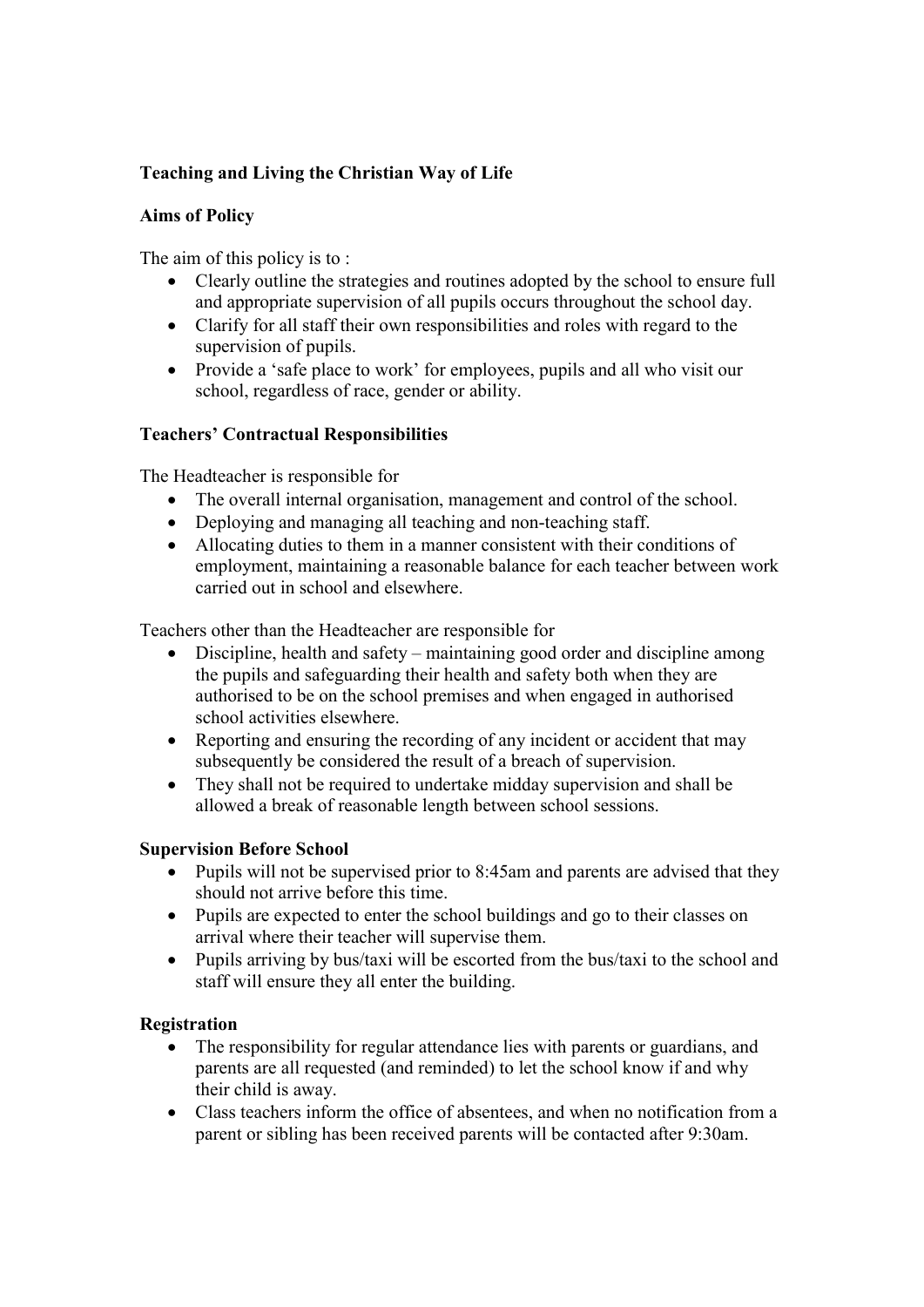**Teaching and Living the Christian Way of Life**

**Aims of Policy**

The aim of this policy is to :

- Clearly outline the strategies and routines adopted by the school to ensure full and appropriate supervision of all pupils occurs throughout the school day.
- Clarify for all staff their own responsibilities and roles with regard to the supervision of pupils.
- Provide a 'safe place to work' for employees, pupils and all who visit our school, regardless of race, gender or ability.

**Teachers' Contractual Responsibilities**

The Headteacher is responsible for

- The overall internal organisation, management and control of the school.
- Deploying and managing all teaching and non-teaching staff.
- Allocating duties to them in a manner consistent with their conditions of employment, maintaining a reasonable balance for each teacher between work carried out in school and elsewhere.

Teachers other than the Headteacher are responsible for

- Discipline, health and safety – maintaining good order and discipline among the pupils and safeguarding their health and safety both when they are authorised to be on the school premises and when engaged in authorised school activities elsewhere.
- Reporting and ensuring the recording of any incident or accident that may subsequently be considered the result of a breach of supervision.
- They shall not be required to undertake midday supervision and shall be allowed a break of reasonable length between school sessions.

**Supervision Before School**

- Pupils will not be supervised prior to 8:45am and parents are advised that they should not arrive before this time.
- Pupils are expected to enter the school buildings and go to their classes on arrival where their teacher will supervise them.
- Pupils arriving by bus/taxi will be escorted from the bus/taxi to the school and staff will ensure they all enter the building.

**Registration**

- The responsibility for regular attendance lies with parents or guardians, and parents are all requested (and reminded) to let the school know if and why their child is away.
- Class teachers inform the office of absentees, and when no notification from a parent or sibling has been received parents will be contacted after 9:30am.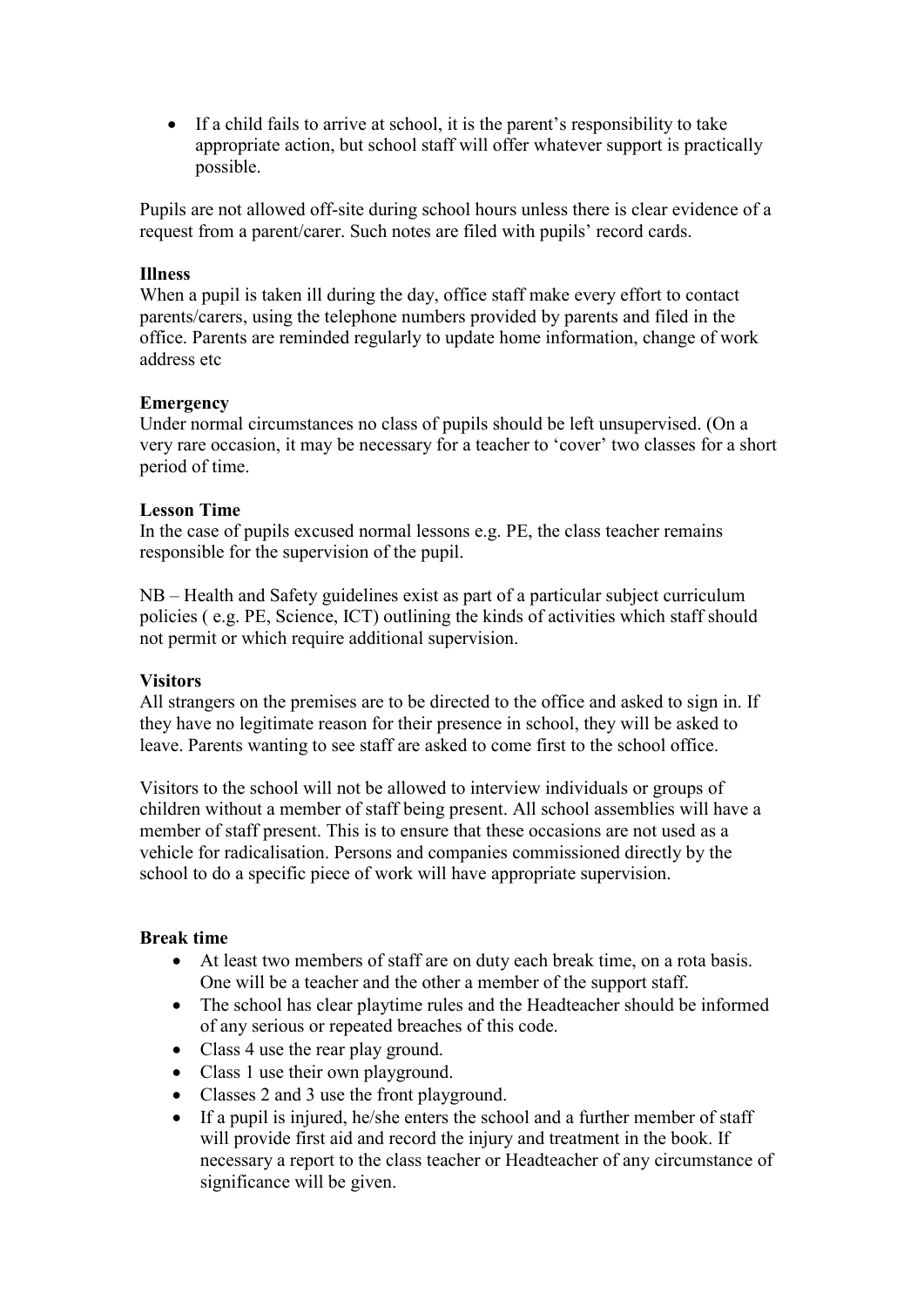- If a child fails to arrive at school, it is the parent's responsibility to take appropriate action, but school staff will offer whatever support is practically possible.

Pupils are not allowed off-site during school hours unless there is clear evidence of a request from a parent/carer. Such notes are filed with pupils' record cards.

**Illness**
When a pupil is taken ill during the day, office staff make every effort to contact parents/carers, using the telephone numbers provided by parents and filed in the office. Parents are reminded regularly to update home information, change of work address etc

**Emergency**
Under normal circumstances no class of pupils should be left unsupervised. (On a very rare occasion, it may be necessary for a teacher to 'cover' two classes for a short period of time.

**Lesson Time**
In the case of pupils excused normal lessons e.g. PE, the class teacher remains responsible for the supervision of the pupil.

NB – Health and Safety guidelines exist as part of a particular subject curriculum policies ( e.g. PE, Science, ICT) outlining the kinds of activities which staff should not permit or which require additional supervision.

**Visitors**
All strangers on the premises are to be directed to the office and asked to sign in. If they have no legitimate reason for their presence in school, they will be asked to leave. Parents wanting to see staff are asked to come first to the school office.

Visitors to the school will not be allowed to interview individuals or groups of children without a member of staff being present. All school assemblies will have a member of staff present. This is to ensure that these occasions are not used as a vehicle for radicalisation. Persons and companies commissioned directly by the school to do a specific piece of work will have appropriate supervision.

**Break time**

- At least two members of staff are on duty each break time, on a rota basis. One will be a teacher and the other a member of the support staff.
- The school has clear playtime rules and the Headteacher should be informed of any serious or repeated breaches of this code.
- Class 4 use the rear play ground.
- Class 1 use their own playground.
- Classes 2 and 3 use the front playground.
- If a pupil is injured, he/she enters the school and a further member of staff will provide first aid and record the injury and treatment in the book. If necessary a report to the class teacher or Headteacher of any circumstance of significance will be given.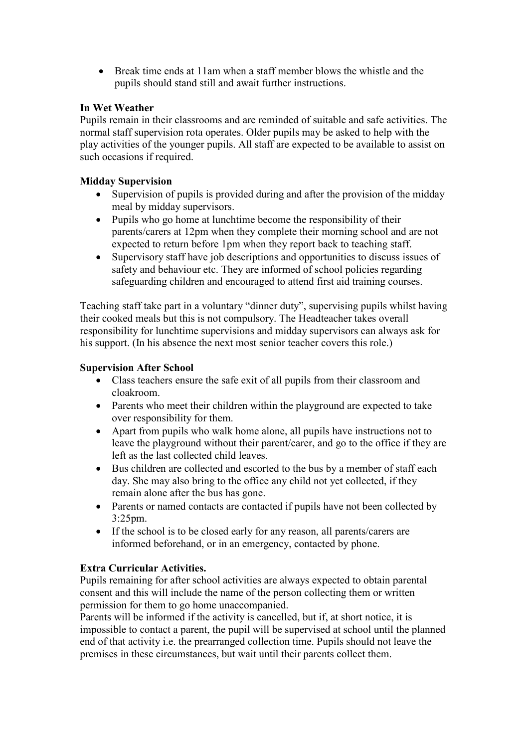- Break time ends at 11am when a staff member blows the whistle and the pupils should stand still and await further instructions.

**In Wet Weather**

Pupils remain in their classrooms and are reminded of suitable and safe activities. The normal staff supervision rota operates. Older pupils may be asked to help with the play activities of the younger pupils. All staff are expected to be available to assist on such occasions if required.

**Midday Supervision**

- Supervision of pupils is provided during and after the provision of the midday meal by midday supervisors.
- Pupils who go home at lunchtime become the responsibility of their parents/carers at 12pm when they complete their morning school and are not expected to return before 1pm when they report back to teaching staff.
- Supervisory staff have job descriptions and opportunities to discuss issues of safety and behaviour etc. They are informed of school policies regarding safeguarding children and encouraged to attend first aid training courses.

Teaching staff take part in a voluntary "dinner duty", supervising pupils whilst having their cooked meals but this is not compulsory. The Headteacher takes overall responsibility for lunchtime supervisions and midday supervisors can always ask for his support. (In his absence the next most senior teacher covers this role.)

**Supervision After School**

- Class teachers ensure the safe exit of all pupils from their classroom and cloakroom.
- Parents who meet their children within the playground are expected to take over responsibility for them.
- Apart from pupils who walk home alone, all pupils have instructions not to leave the playground without their parent/carer, and go to the office if they are left as the last collected child leaves.
- Bus children are collected and escorted to the bus by a member of staff each day. She may also bring to the office any child not yet collected, if they remain alone after the bus has gone.
- Parents or named contacts are contacted if pupils have not been collected by 3:25pm.
- If the school is to be closed early for any reason, all parents/carers are informed beforehand, or in an emergency, contacted by phone.

**Extra Curricular Activities.**

Pupils remaining for after school activities are always expected to obtain parental consent and this will include the name of the person collecting them or written permission for them to go home unaccompanied.

Parents will be informed if the activity is cancelled, but if, at short notice, it is impossible to contact a parent, the pupil will be supervised at school until the planned end of that activity i.e. the prearranged collection time. Pupils should not leave the premises in these circumstances, but wait until their parents collect them.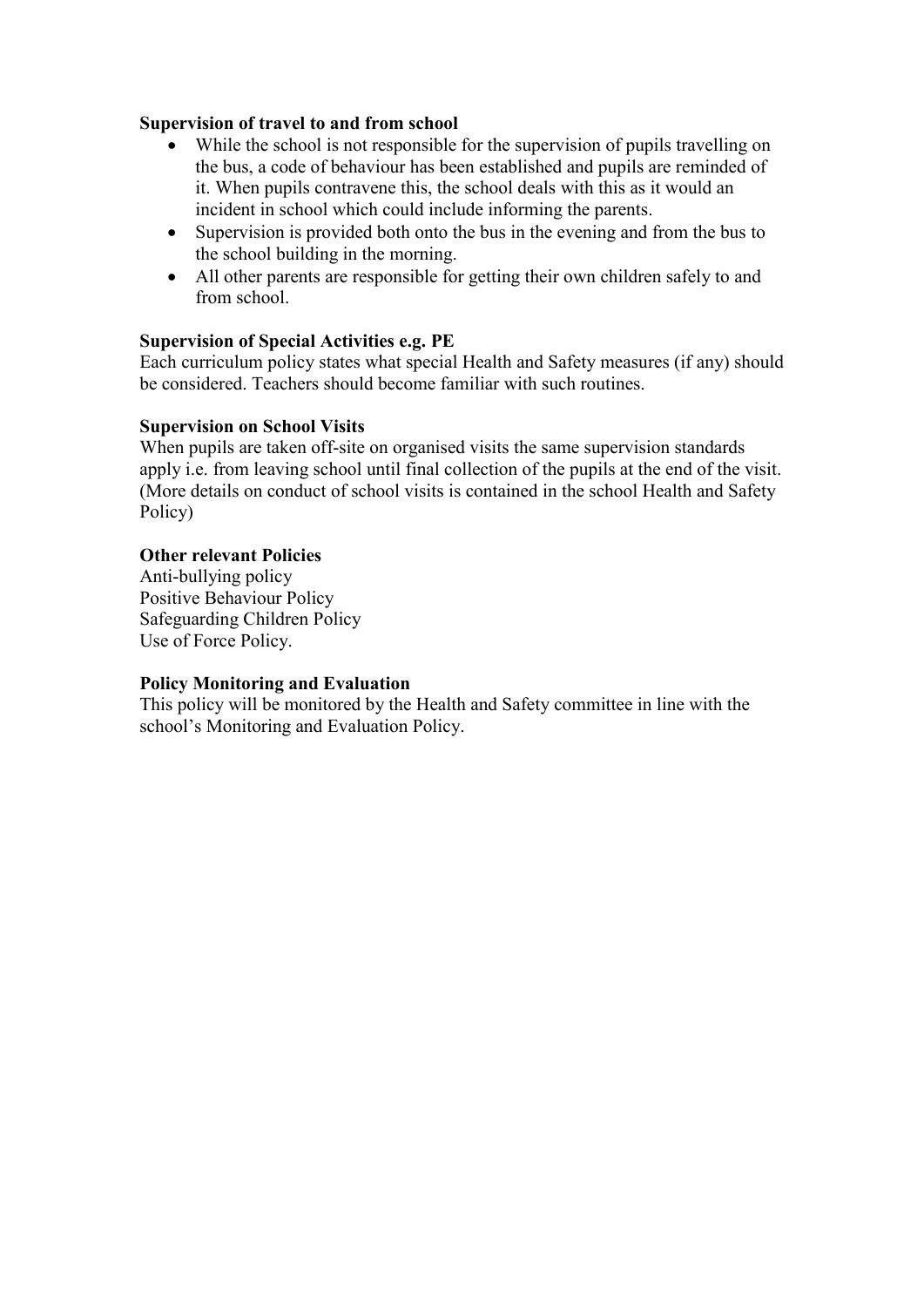**Supervision of travel to and from school**

- While the school is not responsible for the supervision of pupils travelling on the bus, a code of behaviour has been established and pupils are reminded of it. When pupils contravene this, the school deals with this as it would an incident in school which could include informing the parents.
- Supervision is provided both onto the bus in the evening and from the bus to the school building in the morning.
- All other parents are responsible for getting their own children safely to and from school.

**Supervision of Special Activities e.g. PE**

Each curriculum policy states what special Health and Safety measures (if any) should be considered. Teachers should become familiar with such routines.

**Supervision on School Visits**

When pupils are taken off-site on organised visits the same supervision standards apply i.e. from leaving school until final collection of the pupils at the end of the visit. (More details on conduct of school visits is contained in the school Health and Safety Policy)

**Other relevant Policies**

Anti-bullying policy
Positive Behaviour Policy
Safeguarding Children Policy
Use of Force Policy.

**Policy Monitoring and Evaluation**

This policy will be monitored by the Health and Safety committee in line with the school's Monitoring and Evaluation Policy.